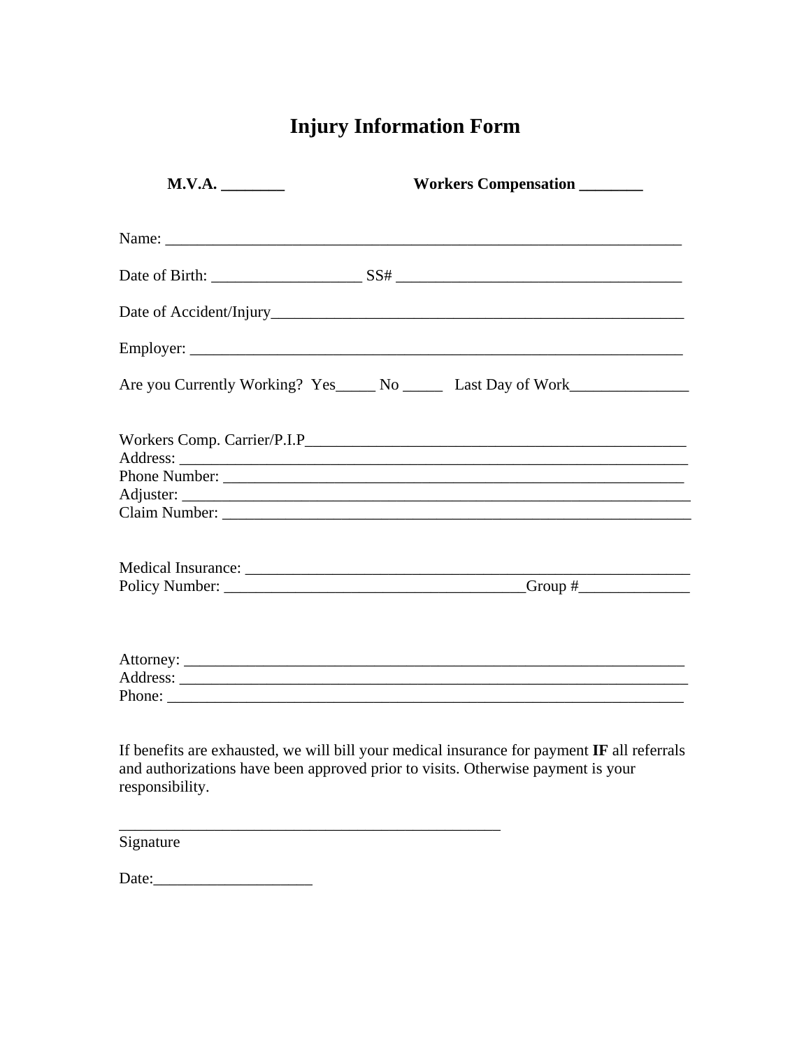# Injury Information Form

**M.V.A. ________** **Workers Compensation ________**

Name: ___________________________________________________________________

Date of Birth: ___________________ SS# ___________________________________

Date of Accident/Injury______________________________________________________

Employer: ________________________________________________________________

Are you Currently Working? Yes_____ No _____ Last Day of Work_______________

Workers Comp. Carrier/P.I.P________________________________________________
Address: _________________________________________________________________
Phone Number: ____________________________________________________________
Adjuster: _________________________________________________________________
Claim Number: _____________________________________________________________

Medical Insurance: __________________________________________________________
Policy Number: _____________________________________Group #______________

Attorney: _________________________________________________________________
Address: _________________________________________________________________
Phone: ___________________________________________________________________

If benefits are exhausted, we will bill your medical insurance for payment **IF** all referrals and authorizations have been approved prior to visits. Otherwise payment is your responsibility.

_________________________________________________
Signature

Date:____________________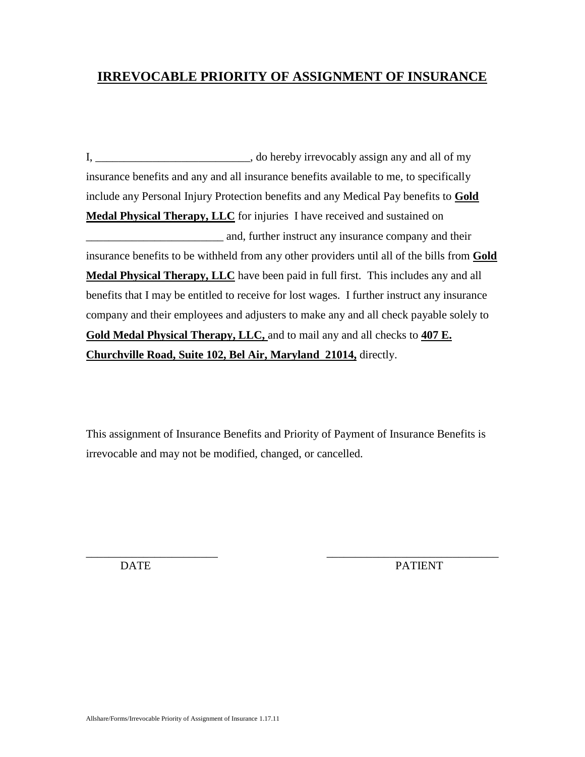# IRREVOCABLE PRIORITY OF ASSIGNMENT OF INSURANCE

I, ___________________________, do hereby irrevocably assign any and all of my insurance benefits and any and all insurance benefits available to me, to specifically include any Personal Injury Protection benefits and any Medical Pay benefits to **Gold Medal Physical Therapy, LLC** for injuries I have received and sustained on ________________________ and, further instruct any insurance company and their insurance benefits to be withheld from any other providers until all of the bills from **Gold Medal Physical Therapy, LLC** have been paid in full first. This includes any and all benefits that I may be entitled to receive for lost wages. I further instruct any insurance company and their employees and adjusters to make any and all check payable solely to **Gold Medal Physical Therapy, LLC,** and to mail any and all checks to **407 E. Churchville Road, Suite 102, Bel Air, Maryland 21014,** directly.

This assignment of Insurance Benefits and Priority of Payment of Insurance Benefits is irrevocable and may not be modified, changed, or cancelled.

_______________________ DATE

______________________________ PATIENT

Allshare/Forms/Irrevocable Priority of Assignment of Insurance 1.17.11